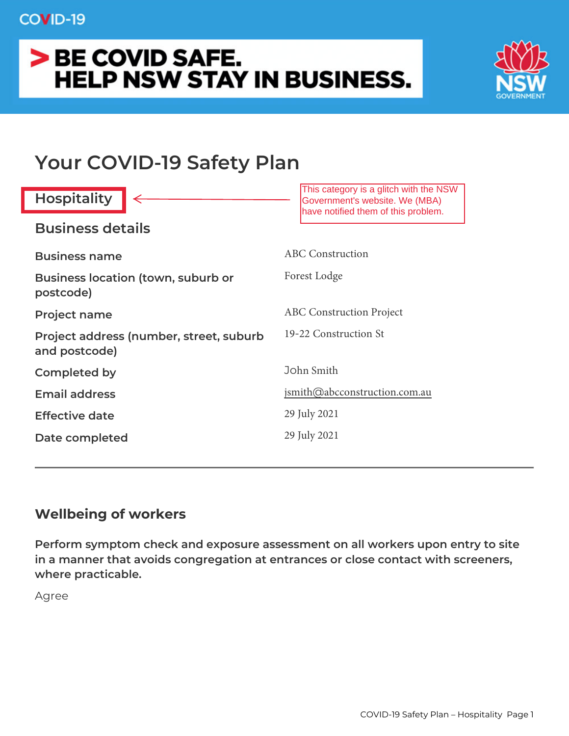COVID-19

> BE COVID SAFE.
> HELP NSW STAY IN BUSINESS.

NSW GOVERNMENT

# Your COVID-19 Safety Plan

## Hospitality

This category is a glitch with the NSW Government's website. We (MBA) have notified them of this problem.

## Business details

| | |
|---|---|
| Business name | ABC Construction |
| Business location (town, suburb or postcode) | Forest Lodge |
| Project name | ABC Construction Project |
| Project address (number, street, suburb and postcode) | 19-22 Construction St |
| Completed by | John Smith |
| Email address | jsmith@abcconstruction.com.au |
| Effective date | 29 July 2021 |
| Date completed | 29 July 2021 |

---

## Wellbeing of workers

**Perform symptom check and exposure assessment on all workers upon entry to site in a manner that avoids congregation at entrances or close contact with screeners, where practicable.**

Agree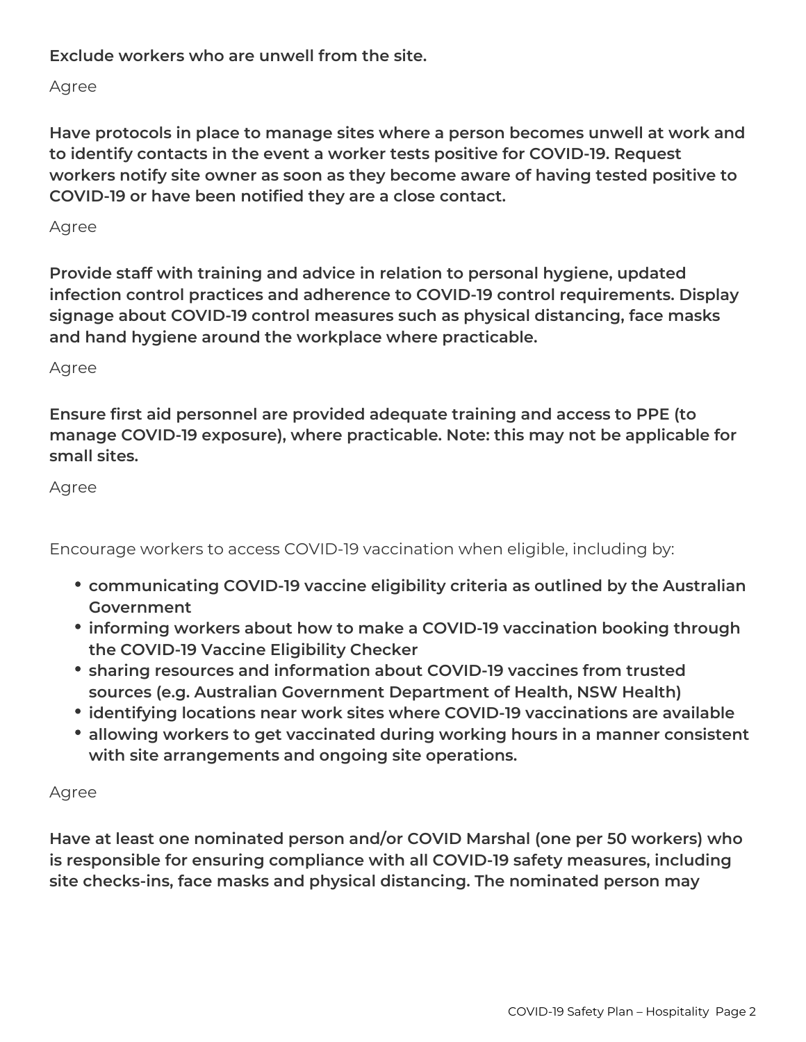**Exclude workers who are unwell from the site.**

Agree

**Have protocols in place to manage sites where a person becomes unwell at work and to identify contacts in the event a worker tests positive for COVID-19. Request workers notify site owner as soon as they become aware of having tested positive to COVID-19 or have been notified they are a close contact.**

Agree

**Provide staff with training and advice in relation to personal hygiene, updated infection control practices and adherence to COVID-19 control requirements. Display signage about COVID-19 control measures such as physical distancing, face masks and hand hygiene around the workplace where practicable.**

Agree

**Ensure first aid personnel are provided adequate training and access to PPE (to manage COVID-19 exposure), where practicable. Note: this may not be applicable for small sites.**

Agree

Encourage workers to access COVID-19 vaccination when eligible, including by:

- **communicating COVID-19 vaccine eligibility criteria as outlined by the Australian Government**
- **informing workers about how to make a COVID-19 vaccination booking through the COVID-19 Vaccine Eligibility Checker**
- **sharing resources and information about COVID-19 vaccines from trusted sources (e.g. Australian Government Department of Health, NSW Health)**
- **identifying locations near work sites where COVID-19 vaccinations are available**
- **allowing workers to get vaccinated during working hours in a manner consistent with site arrangements and ongoing site operations.**

Agree

**Have at least one nominated person and/or COVID Marshal (one per 50 workers) who is responsible for ensuring compliance with all COVID-19 safety measures, including site checks-ins, face masks and physical distancing. The nominated person may**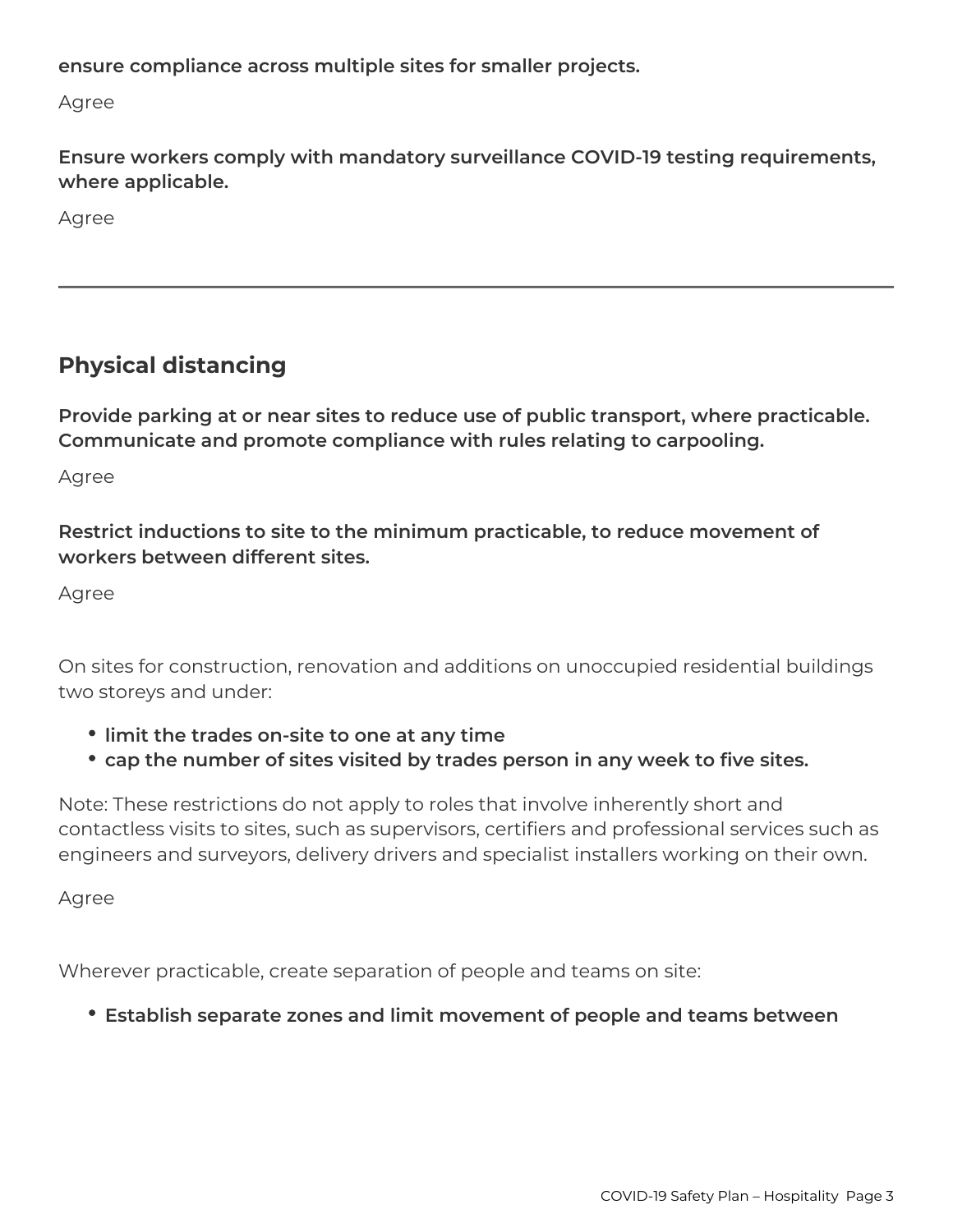**ensure compliance across multiple sites for smaller projects.**

Agree

**Ensure workers comply with mandatory surveillance COVID-19 testing requirements, where applicable.**

Agree

---

## Physical distancing

**Provide parking at or near sites to reduce use of public transport, where practicable. Communicate and promote compliance with rules relating to carpooling.**

Agree

**Restrict inductions to site to the minimum practicable, to reduce movement of workers between different sites.**

Agree

On sites for construction, renovation and additions on unoccupied residential buildings two storeys and under:

- **limit the trades on-site to one at any time**
- **cap the number of sites visited by trades person in any week to five sites.**

Note: These restrictions do not apply to roles that involve inherently short and contactless visits to sites, such as supervisors, certifiers and professional services such as engineers and surveyors, delivery drivers and specialist installers working on their own.

Agree

Wherever practicable, create separation of people and teams on site:

- **Establish separate zones and limit movement of people and teams between**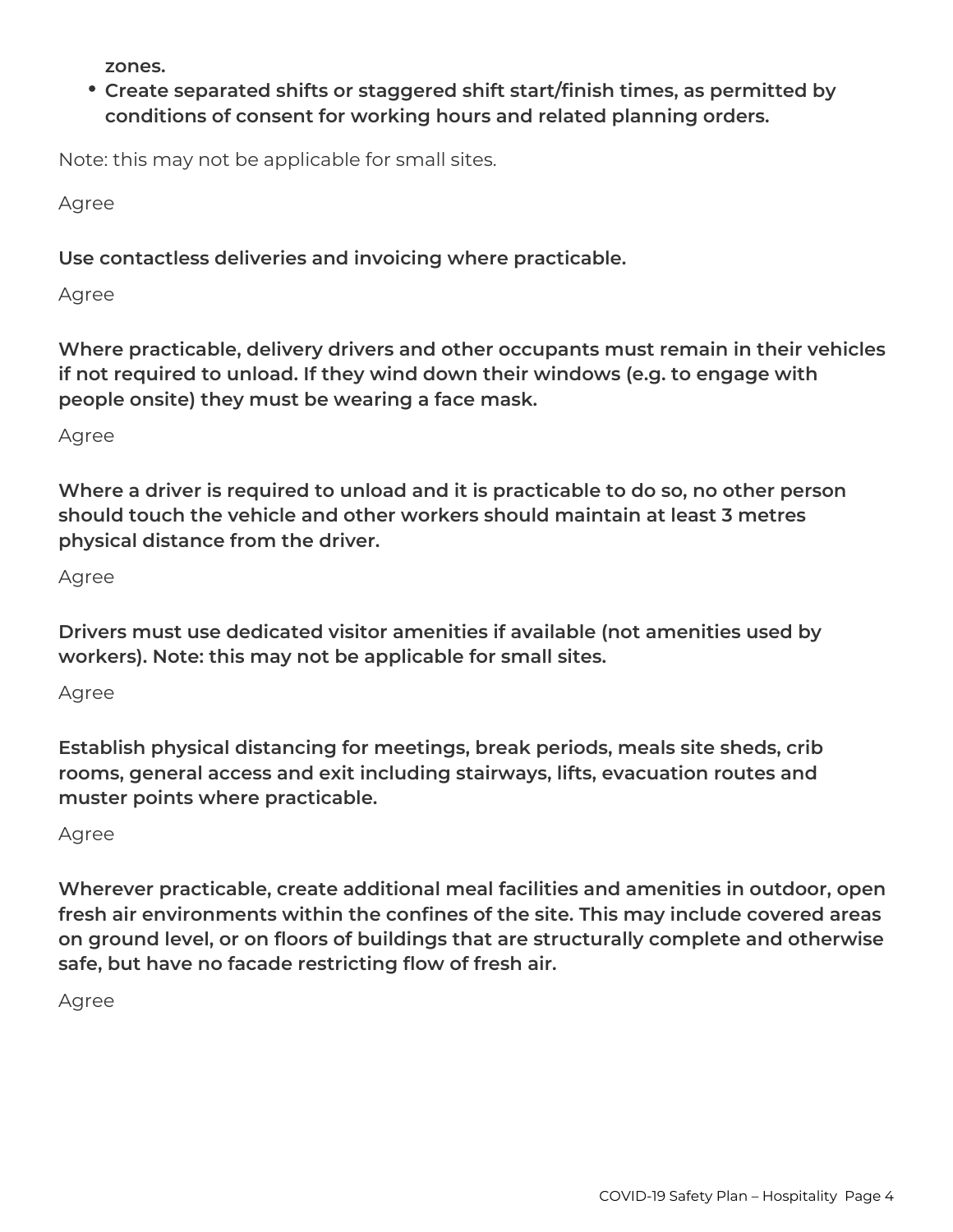**zones.**

- **Create separated shifts or staggered shift start/finish times, as permitted by conditions of consent for working hours and related planning orders.**

Note: this may not be applicable for small sites.

Agree

**Use contactless deliveries and invoicing where practicable.**

Agree

**Where practicable, delivery drivers and other occupants must remain in their vehicles if not required to unload. If they wind down their windows (e.g. to engage with people onsite) they must be wearing a face mask.**

Agree

**Where a driver is required to unload and it is practicable to do so, no other person should touch the vehicle and other workers should maintain at least 3 metres physical distance from the driver.**

Agree

**Drivers must use dedicated visitor amenities if available (not amenities used by workers). Note: this may not be applicable for small sites.**

Agree

**Establish physical distancing for meetings, break periods, meals site sheds, crib rooms, general access and exit including stairways, lifts, evacuation routes and muster points where practicable.**

Agree

**Wherever practicable, create additional meal facilities and amenities in outdoor, open fresh air environments within the confines of the site. This may include covered areas on ground level, or on floors of buildings that are structurally complete and otherwise safe, but have no facade restricting flow of fresh air.**

Agree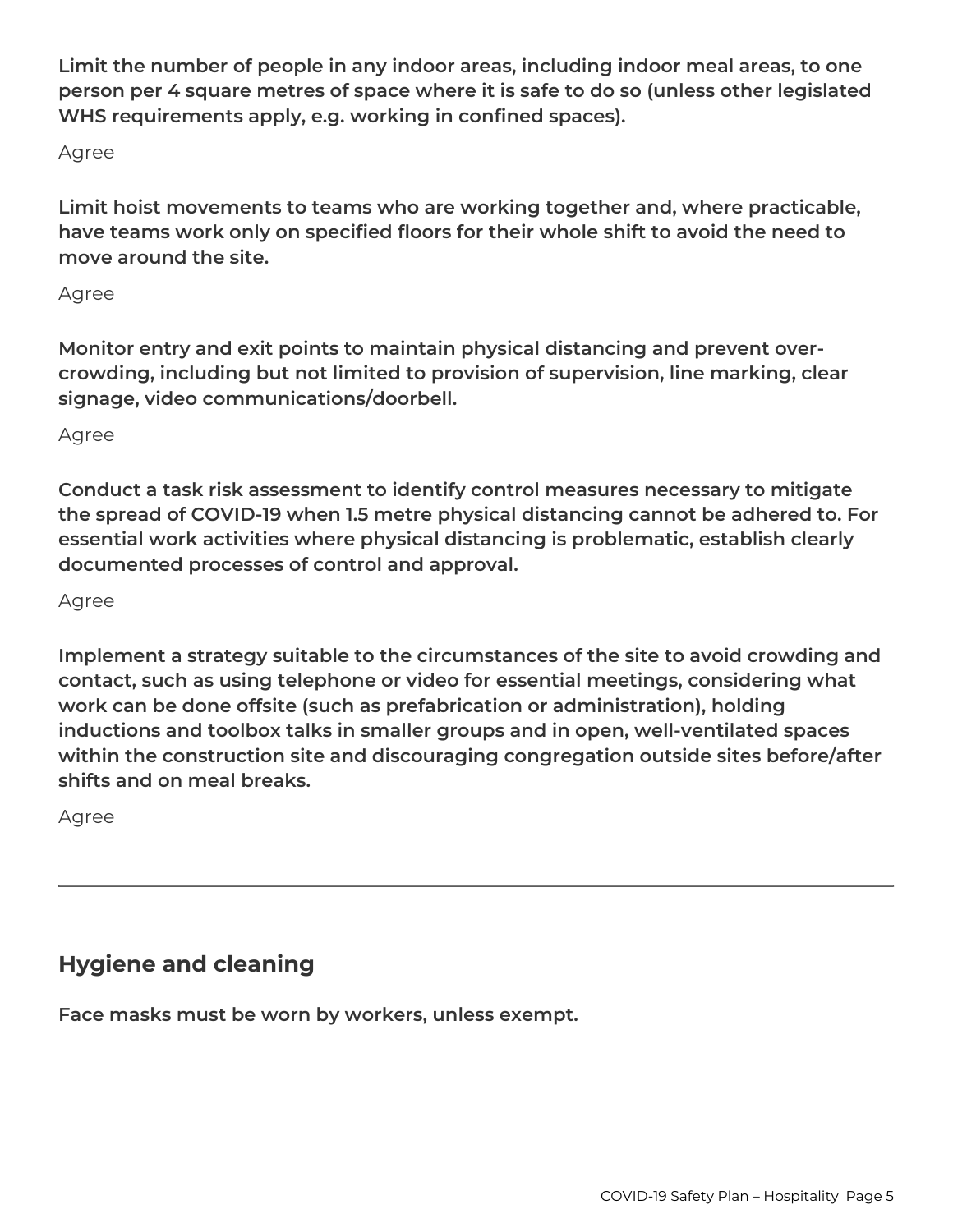**Limit the number of people in any indoor areas, including indoor meal areas, to one person per 4 square metres of space where it is safe to do so (unless other legislated WHS requirements apply, e.g. working in confined spaces).**

Agree

**Limit hoist movements to teams who are working together and, where practicable, have teams work only on specified floors for their whole shift to avoid the need to move around the site.**

Agree

**Monitor entry and exit points to maintain physical distancing and prevent over-crowding, including but not limited to provision of supervision, line marking, clear signage, video communications/doorbell.**

Agree

**Conduct a task risk assessment to identify control measures necessary to mitigate the spread of COVID-19 when 1.5 metre physical distancing cannot be adhered to. For essential work activities where physical distancing is problematic, establish clearly documented processes of control and approval.**

Agree

**Implement a strategy suitable to the circumstances of the site to avoid crowding and contact, such as using telephone or video for essential meetings, considering what work can be done offsite (such as prefabrication or administration), holding inductions and toolbox talks in smaller groups and in open, well-ventilated spaces within the construction site and discouraging congregation outside sites before/after shifts and on meal breaks.**

Agree

---

## Hygiene and cleaning

**Face masks must be worn by workers, unless exempt.**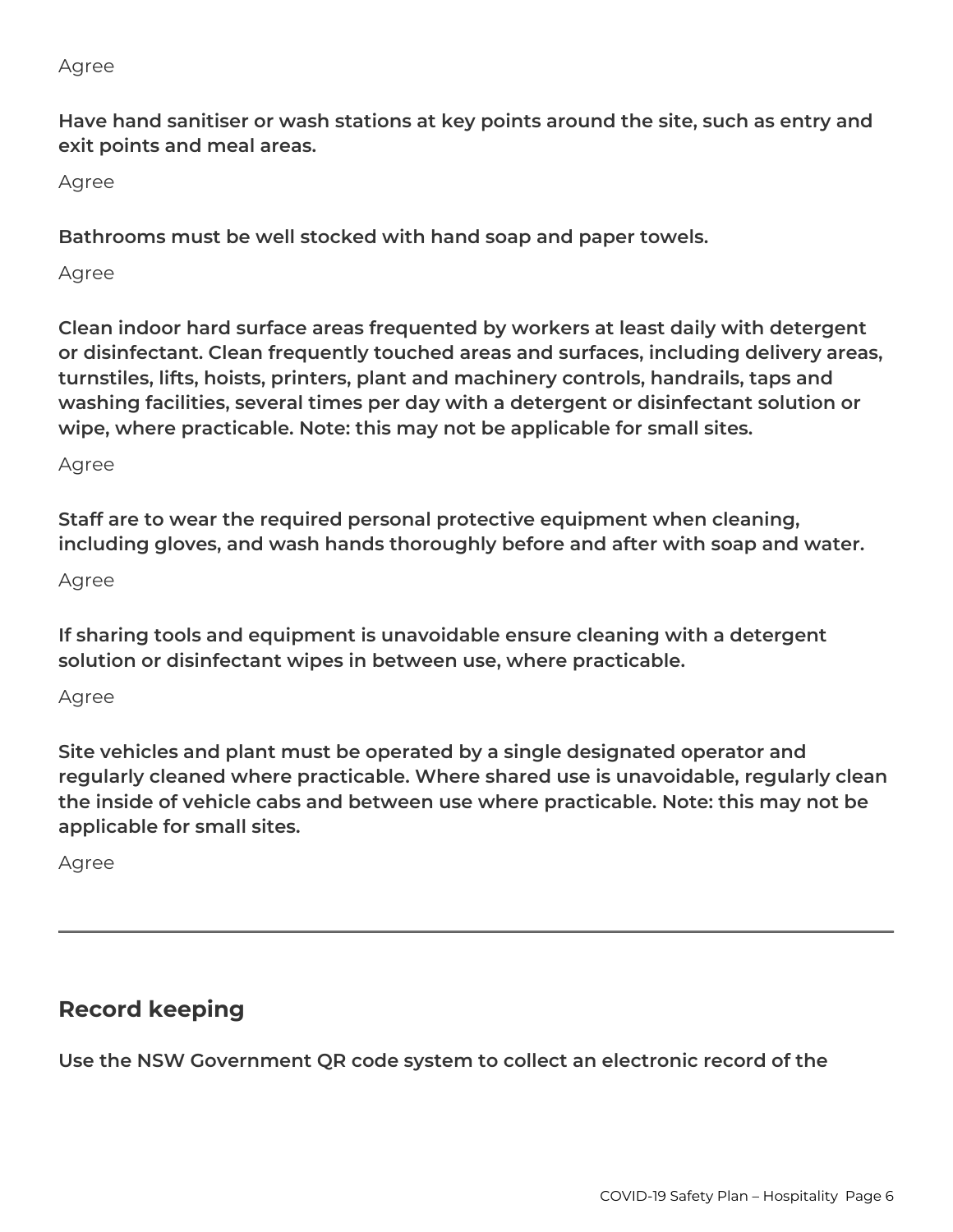Agree

**Have hand sanitiser or wash stations at key points around the site, such as entry and exit points and meal areas.**

Agree

**Bathrooms must be well stocked with hand soap and paper towels.**

Agree

**Clean indoor hard surface areas frequented by workers at least daily with detergent or disinfectant. Clean frequently touched areas and surfaces, including delivery areas, turnstiles, lifts, hoists, printers, plant and machinery controls, handrails, taps and washing facilities, several times per day with a detergent or disinfectant solution or wipe, where practicable. Note: this may not be applicable for small sites.**

Agree

**Staff are to wear the required personal protective equipment when cleaning, including gloves, and wash hands thoroughly before and after with soap and water.**

Agree

**If sharing tools and equipment is unavoidable ensure cleaning with a detergent solution or disinfectant wipes in between use, where practicable.**

Agree

**Site vehicles and plant must be operated by a single designated operator and regularly cleaned where practicable. Where shared use is unavoidable, regularly clean the inside of vehicle cabs and between use where practicable. Note: this may not be applicable for small sites.**

Agree

---

## Record keeping

**Use the NSW Government QR code system to collect an electronic record of the**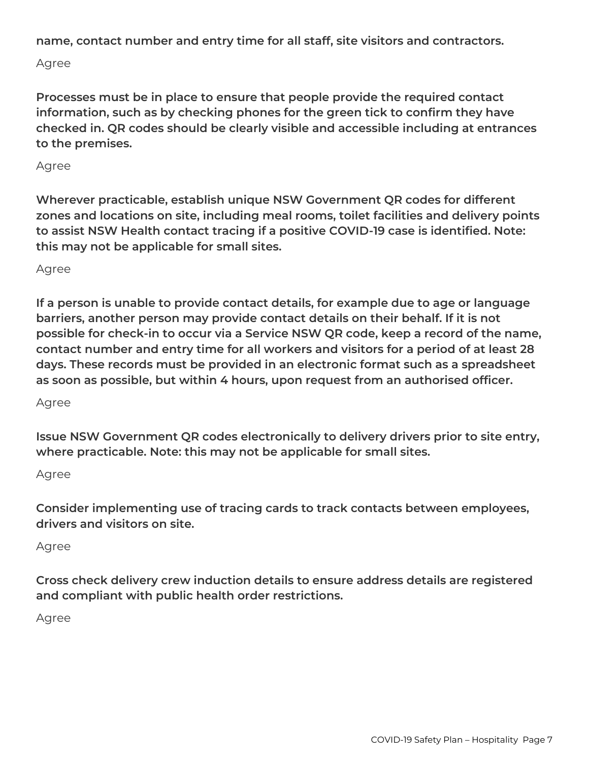**name, contact number and entry time for all staff, site visitors and contractors.**

Agree

**Processes must be in place to ensure that people provide the required contact information, such as by checking phones for the green tick to confirm they have checked in. QR codes should be clearly visible and accessible including at entrances to the premises.**

Agree

**Wherever practicable, establish unique NSW Government QR codes for different zones and locations on site, including meal rooms, toilet facilities and delivery points to assist NSW Health contact tracing if a positive COVID-19 case is identified. Note: this may not be applicable for small sites.**

Agree

**If a person is unable to provide contact details, for example due to age or language barriers, another person may provide contact details on their behalf. If it is not possible for check-in to occur via a Service NSW QR code, keep a record of the name, contact number and entry time for all workers and visitors for a period of at least 28 days. These records must be provided in an electronic format such as a spreadsheet as soon as possible, but within 4 hours, upon request from an authorised officer.**

Agree

**Issue NSW Government QR codes electronically to delivery drivers prior to site entry, where practicable. Note: this may not be applicable for small sites.**

Agree

**Consider implementing use of tracing cards to track contacts between employees, drivers and visitors on site.**

Agree

**Cross check delivery crew induction details to ensure address details are registered and compliant with public health order restrictions.**

Agree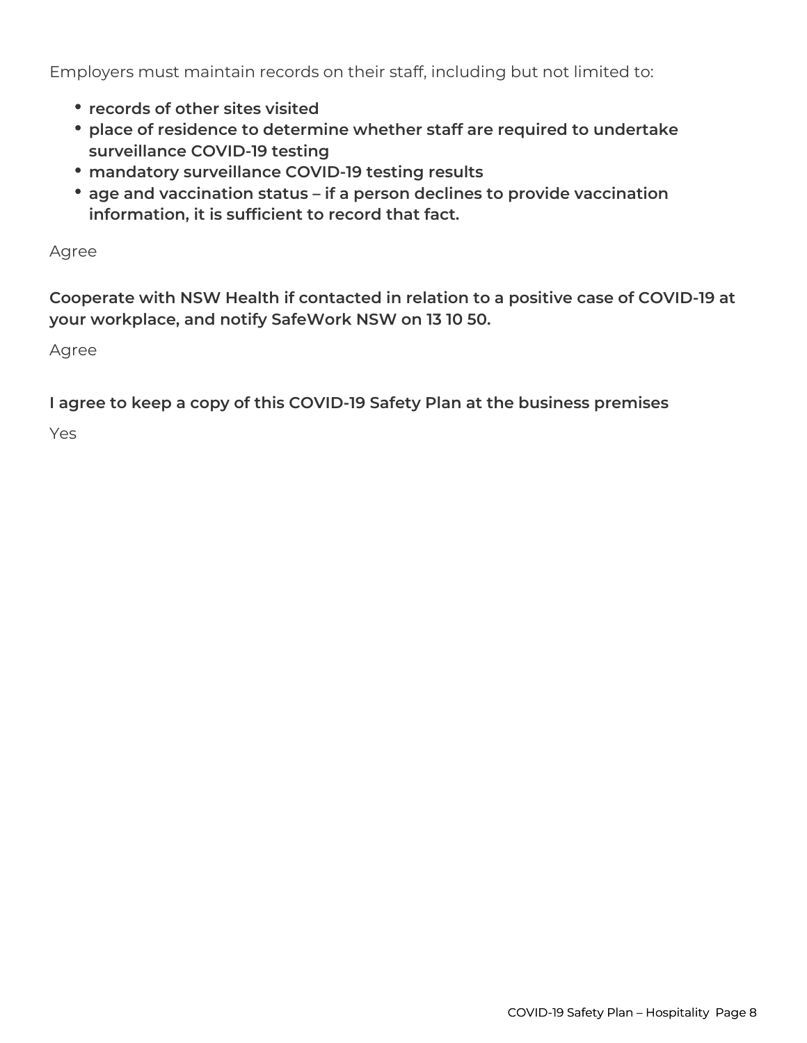Employers must maintain records on their staff, including but not limited to:

- **records of other sites visited**
- **place of residence to determine whether staff are required to undertake surveillance COVID-19 testing**
- **mandatory surveillance COVID-19 testing results**
- **age and vaccination status – if a person declines to provide vaccination information, it is sufficient to record that fact.**

Agree

**Cooperate with NSW Health if contacted in relation to a positive case of COVID-19 at your workplace, and notify SafeWork NSW on 13 10 50.**

Agree

**I agree to keep a copy of this COVID-19 Safety Plan at the business premises**

Yes